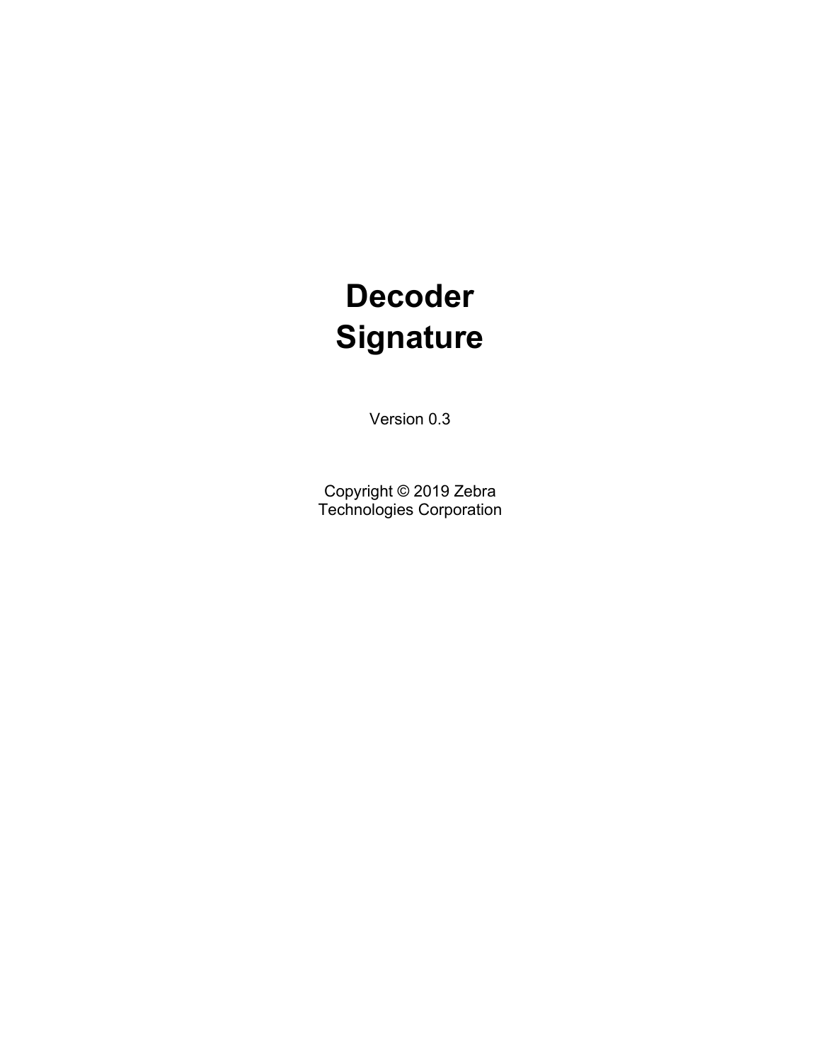# Decoder Signature

Version 0.3

Copyright © 2019 Zebra Technologies Corporation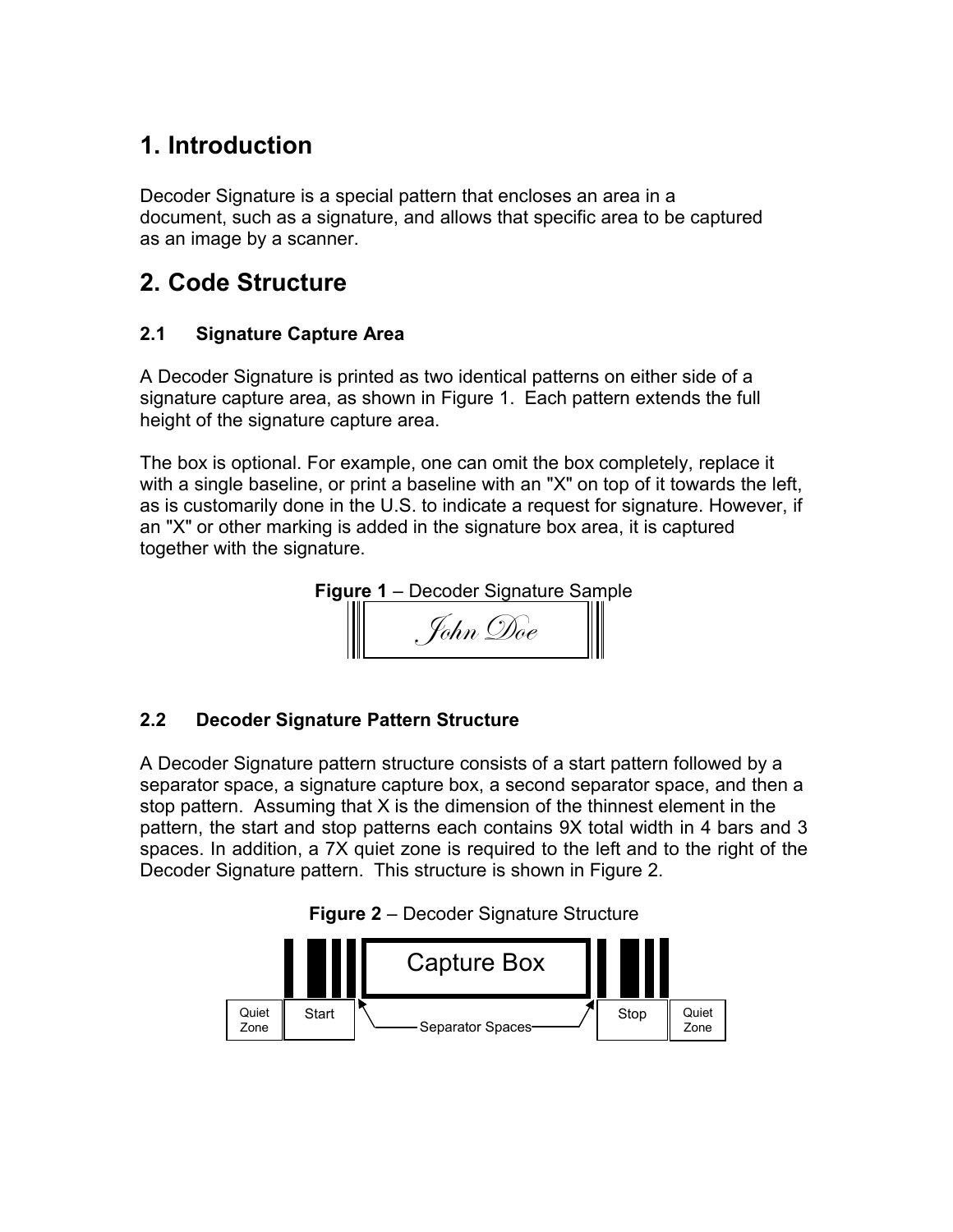# 1. Introduction

Decoder Signature is a special pattern that encloses an area in a document, such as a signature, and allows that specific area to be captured as an image by a scanner.

# 2. Code Structure

## 2.1 Signature Capture Area

A Decoder Signature is printed as two identical patterns on either side of a signature capture area, as shown in Figure 1. Each pattern extends the full height of the signature capture area.

The box is optional. For example, one can omit the box completely, replace it with a single baseline, or print a baseline with an "X" on top of it towards the left, as is customarily done in the U.S. to indicate a request for signature. However, if an "X" or other marking is added in the signature box area, it is captured together with the signature.

**Figure 1** – Decoder Signature Sample

## 2.2 Decoder Signature Pattern Structure

A Decoder Signature pattern structure consists of a start pattern followed by a separator space, a signature capture box, a second separator space, and then a stop pattern. Assuming that X is the dimension of the thinnest element in the pattern, the start and stop patterns each contains 9X total width in 4 bars and 3 spaces. In addition, a 7X quiet zone is required to the left and to the right of the Decoder Signature pattern. This structure is shown in Figure 2.

**Figure 2** – Decoder Signature Structure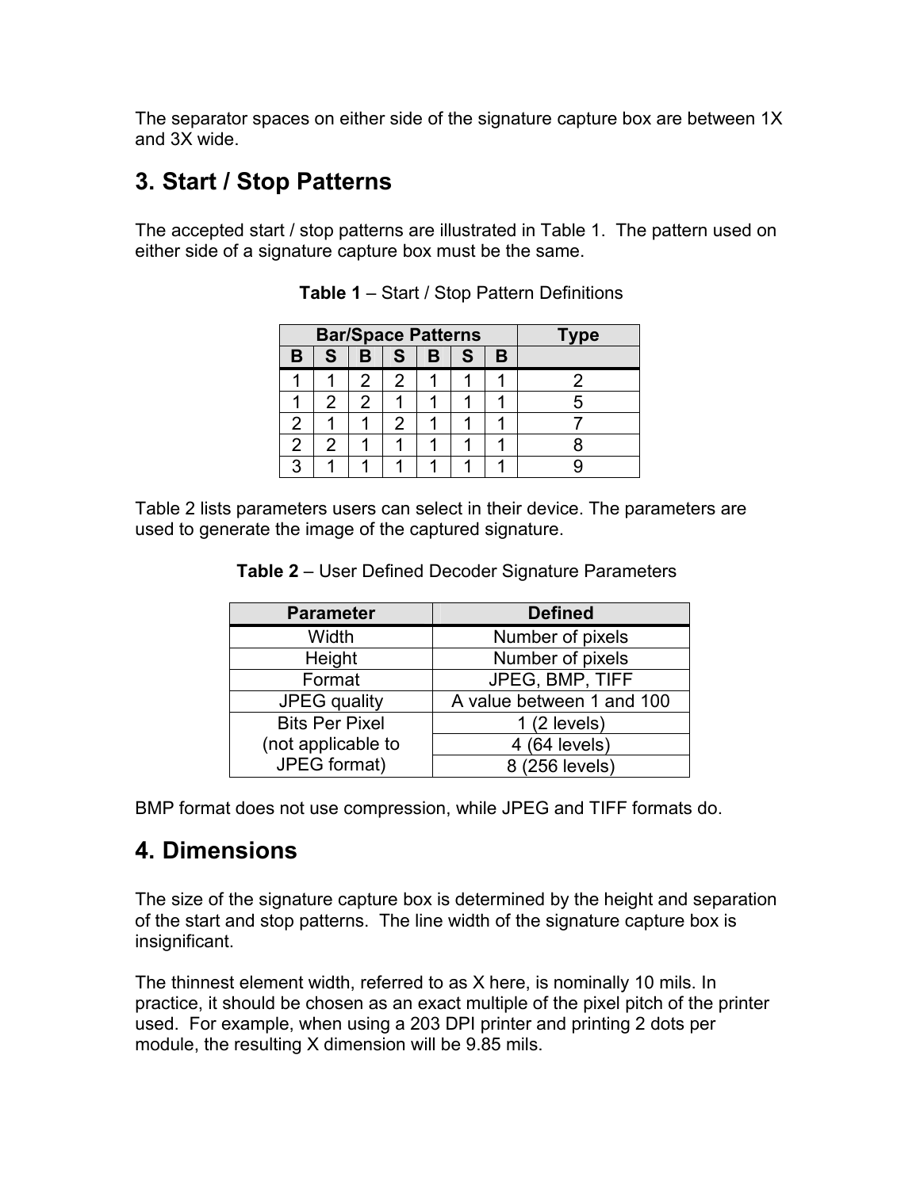The separator spaces on either side of the signature capture box are between 1X and 3X wide.

## 3. Start / Stop Patterns

The accepted start / stop patterns are illustrated in Table 1. The pattern used on either side of a signature capture box must be the same.

**Table 1** – Start / Stop Pattern Definitions

| Bar/Space Patterns | | | | | | | Type |
|---|---|---|---|---|---|---|---|
| B | S | B | S | B | S | B | |
| 1 | 1 | 2 | 2 | 1 | 1 | 1 | 2 |
| 1 | 2 | 2 | 1 | 1 | 1 | 1 | 5 |
| 2 | 1 | 1 | 2 | 1 | 1 | 1 | 7 |
| 2 | 2 | 1 | 1 | 1 | 1 | 1 | 8 |
| 3 | 1 | 1 | 1 | 1 | 1 | 1 | 9 |

Table 2 lists parameters users can select in their device. The parameters are used to generate the image of the captured signature.

**Table 2** – User Defined Decoder Signature Parameters

| Parameter | Defined |
|---|---|
| Width | Number of pixels |
| Height | Number of pixels |
| Format | JPEG, BMP, TIFF |
| JPEG quality | A value between 1 and 100 |
| Bits Per Pixel (not applicable to JPEG format) | 1 (2 levels) |
| | 4 (64 levels) |
| | 8 (256 levels) |

BMP format does not use compression, while JPEG and TIFF formats do.

## 4. Dimensions

The size of the signature capture box is determined by the height and separation of the start and stop patterns. The line width of the signature capture box is insignificant.

The thinnest element width, referred to as X here, is nominally 10 mils. In practice, it should be chosen as an exact multiple of the pixel pitch of the printer used. For example, when using a 203 DPI printer and printing 2 dots per module, the resulting X dimension will be 9.85 mils.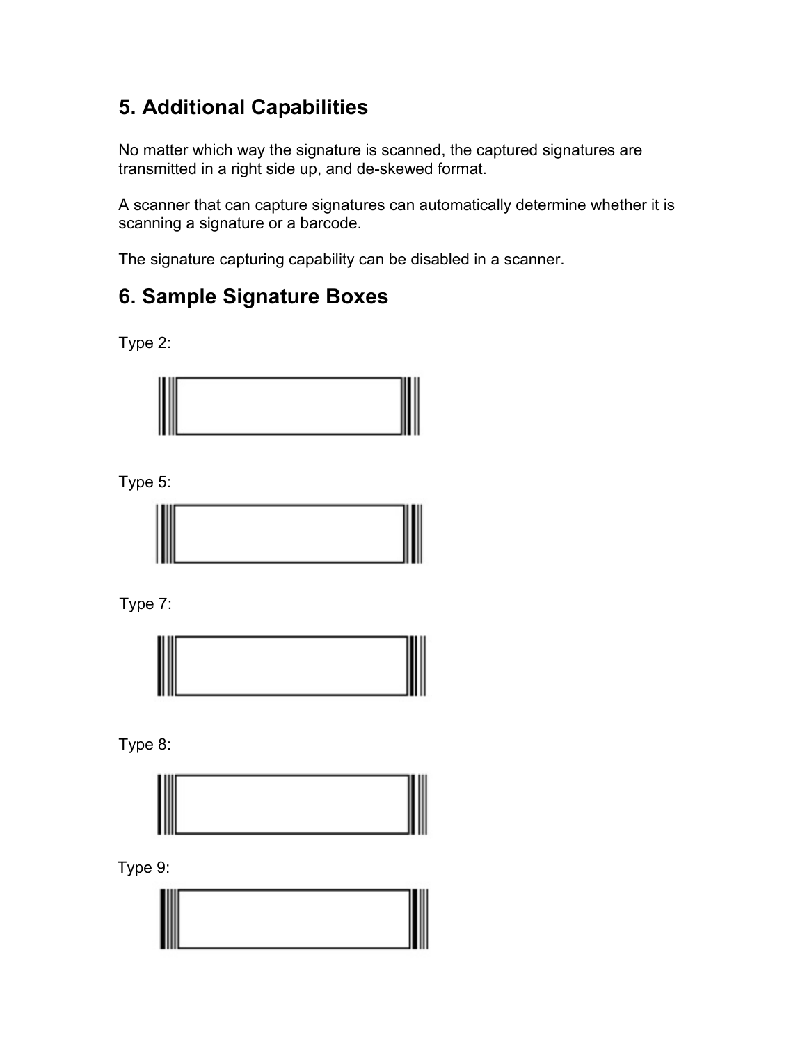## 5. Additional Capabilities

No matter which way the signature is scanned, the captured signatures are transmitted in a right side up, and de-skewed format.

A scanner that can capture signatures can automatically determine whether it is scanning a signature or a barcode.

The signature capturing capability can be disabled in a scanner.

## 6. Sample Signature Boxes

Type 2:

Type 5:

Type 7:

Type 8:

Type 9: